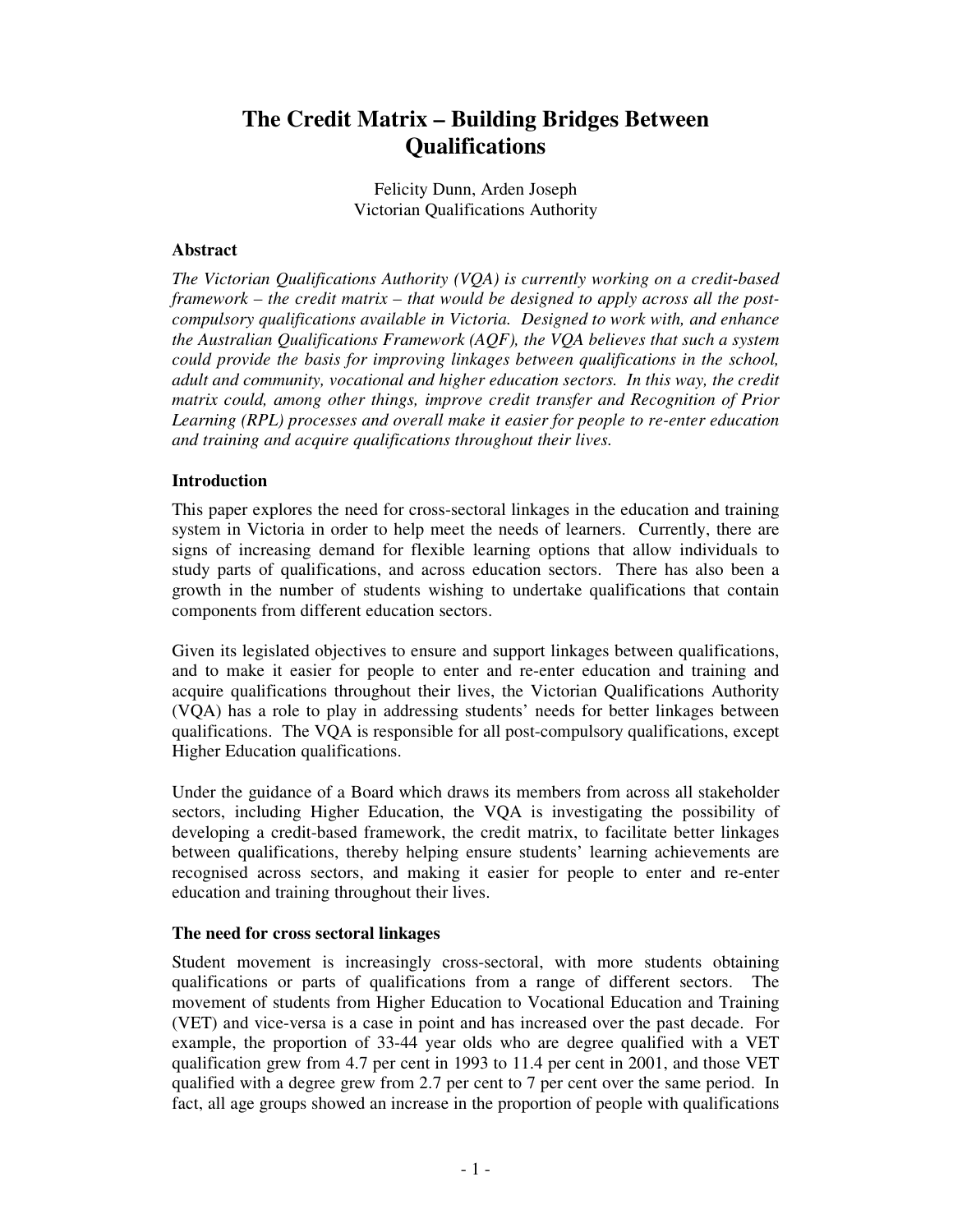# The Credit Matrix – Building Bridges Between Qualifications

Felicity Dunn, Arden Joseph
Victorian Qualifications Authority

### Abstract

*The Victorian Qualifications Authority (VQA) is currently working on a credit-based framework – the credit matrix – that would be designed to apply across all the post-compulsory qualifications available in Victoria. Designed to work with, and enhance the Australian Qualifications Framework (AQF), the VQA believes that such a system could provide the basis for improving linkages between qualifications in the school, adult and community, vocational and higher education sectors. In this way, the credit matrix could, among other things, improve credit transfer and Recognition of Prior Learning (RPL) processes and overall make it easier for people to re-enter education and training and acquire qualifications throughout their lives.*

### Introduction

This paper explores the need for cross-sectoral linkages in the education and training system in Victoria in order to help meet the needs of learners. Currently, there are signs of increasing demand for flexible learning options that allow individuals to study parts of qualifications, and across education sectors. There has also been a growth in the number of students wishing to undertake qualifications that contain components from different education sectors.

Given its legislated objectives to ensure and support linkages between qualifications, and to make it easier for people to enter and re-enter education and training and acquire qualifications throughout their lives, the Victorian Qualifications Authority (VQA) has a role to play in addressing students' needs for better linkages between qualifications. The VQA is responsible for all post-compulsory qualifications, except Higher Education qualifications.

Under the guidance of a Board which draws its members from across all stakeholder sectors, including Higher Education, the VQA is investigating the possibility of developing a credit-based framework, the credit matrix, to facilitate better linkages between qualifications, thereby helping ensure students' learning achievements are recognised across sectors, and making it easier for people to enter and re-enter education and training throughout their lives.

### The need for cross sectoral linkages

Student movement is increasingly cross-sectoral, with more students obtaining qualifications or parts of qualifications from a range of different sectors. The movement of students from Higher Education to Vocational Education and Training (VET) and vice-versa is a case in point and has increased over the past decade. For example, the proportion of 33-44 year olds who are degree qualified with a VET qualification grew from 4.7 per cent in 1993 to 11.4 per cent in 2001, and those VET qualified with a degree grew from 2.7 per cent to 7 per cent over the same period. In fact, all age groups showed an increase in the proportion of people with qualifications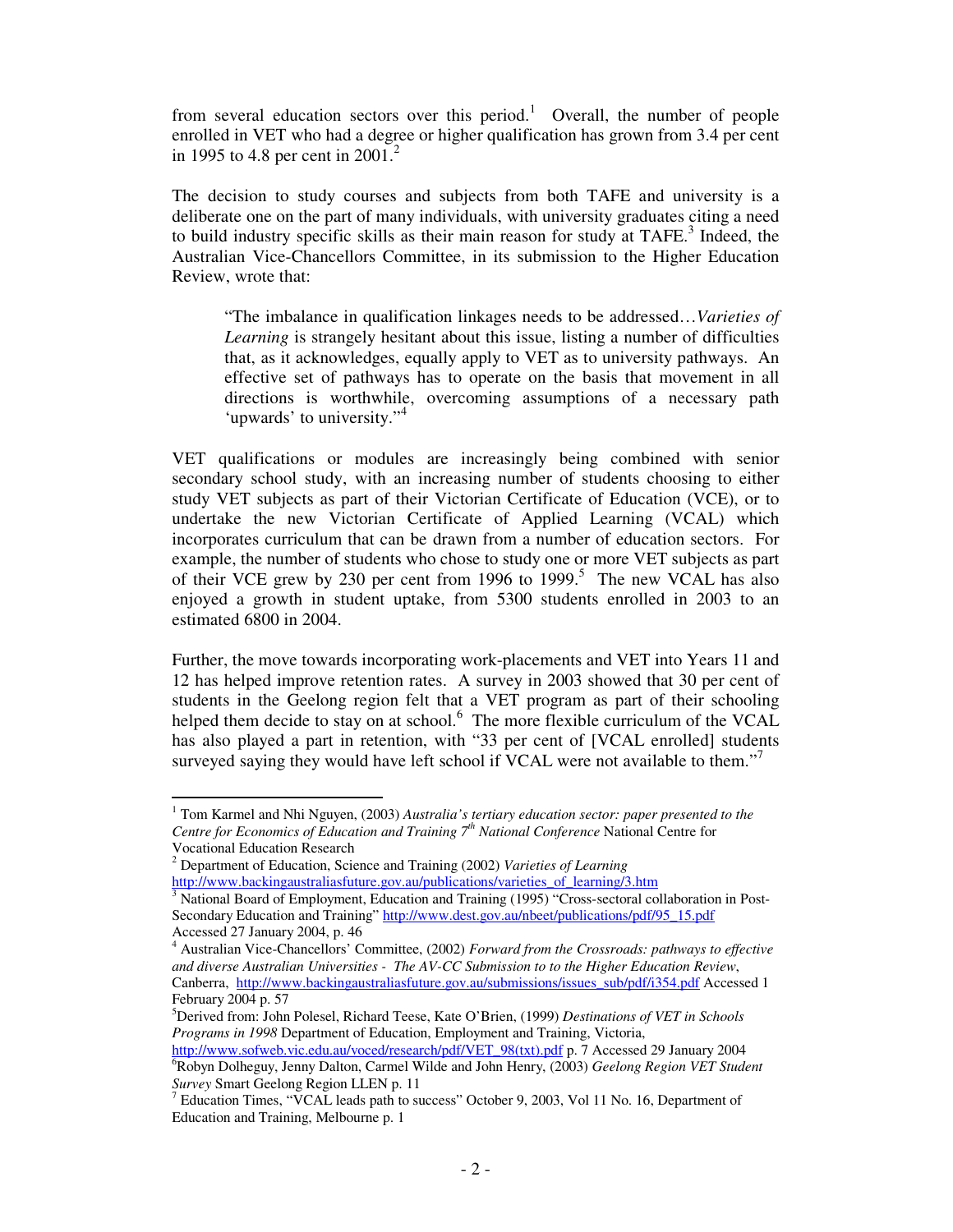from several education sectors over this period.[1] Overall, the number of people enrolled in VET who had a degree or higher qualification has grown from 3.4 per cent in 1995 to 4.8 per cent in 2001.[2]

The decision to study courses and subjects from both TAFE and university is a deliberate one on the part of many individuals, with university graduates citing a need to build industry specific skills as their main reason for study at TAFE.[3] Indeed, the Australian Vice-Chancellors Committee, in its submission to the Higher Education Review, wrote that:

> "The imbalance in qualification linkages needs to be addressed…*Varieties of Learning* is strangely hesitant about this issue, listing a number of difficulties that, as it acknowledges, equally apply to VET as to university pathways. An effective set of pathways has to operate on the basis that movement in all directions is worthwhile, overcoming assumptions of a necessary path 'upwards' to university."[4]

VET qualifications or modules are increasingly being combined with senior secondary school study, with an increasing number of students choosing to either study VET subjects as part of their Victorian Certificate of Education (VCE), or to undertake the new Victorian Certificate of Applied Learning (VCAL) which incorporates curriculum that can be drawn from a number of education sectors. For example, the number of students who chose to study one or more VET subjects as part of their VCE grew by 230 per cent from 1996 to 1999.[5] The new VCAL has also enjoyed a growth in student uptake, from 5300 students enrolled in 2003 to an estimated 6800 in 2004.

Further, the move towards incorporating work-placements and VET into Years 11 and 12 has helped improve retention rates. A survey in 2003 showed that 30 per cent of students in the Geelong region felt that a VET program as part of their schooling helped them decide to stay on at school.[6] The more flexible curriculum of the VCAL has also played a part in retention, with "33 per cent of [VCAL enrolled] students surveyed saying they would have left school if VCAL were not available to them."[7]

---

[1] Tom Karmel and Nhi Nguyen, (2003) *Australia's tertiary education sector: paper presented to the Centre for Economics of Education and Training 7th National Conference* National Centre for Vocational Education Research

[2] Department of Education, Science and Training (2002) *Varieties of Learning* http://www.backingaustraliasfuture.gov.au/publications/varieties_of_learning/3.htm

[3] National Board of Employment, Education and Training (1995) "Cross-sectoral collaboration in Post-Secondary Education and Training" http://www.dest.gov.au/nbeet/publications/pdf/95_15.pdf Accessed 27 January 2004, p. 46

[4] Australian Vice-Chancellors' Committee, (2002) *Forward from the Crossroads: pathways to effective and diverse Australian Universities - The AV-CC Submission to to the Higher Education Review*, Canberra, http://www.backingaustraliasfuture.gov.au/submissions/issues_sub/pdf/i354.pdf Accessed 1 February 2004 p. 57

[5] Derived from: John Polesel, Richard Teese, Kate O'Brien, (1999) *Destinations of VET in Schools Programs in 1998* Department of Education, Employment and Training, Victoria, http://www.sofweb.vic.edu.au/voced/research/pdf/VET_98(txt).pdf p. 7 Accessed 29 January 2004

[6] Robyn Dolheguy, Jenny Dalton, Carmel Wilde and John Henry, (2003) *Geelong Region VET Student Survey* Smart Geelong Region LLEN p. 11

[7] Education Times, "VCAL leads path to success" October 9, 2003, Vol 11 No. 16, Department of Education and Training, Melbourne p. 1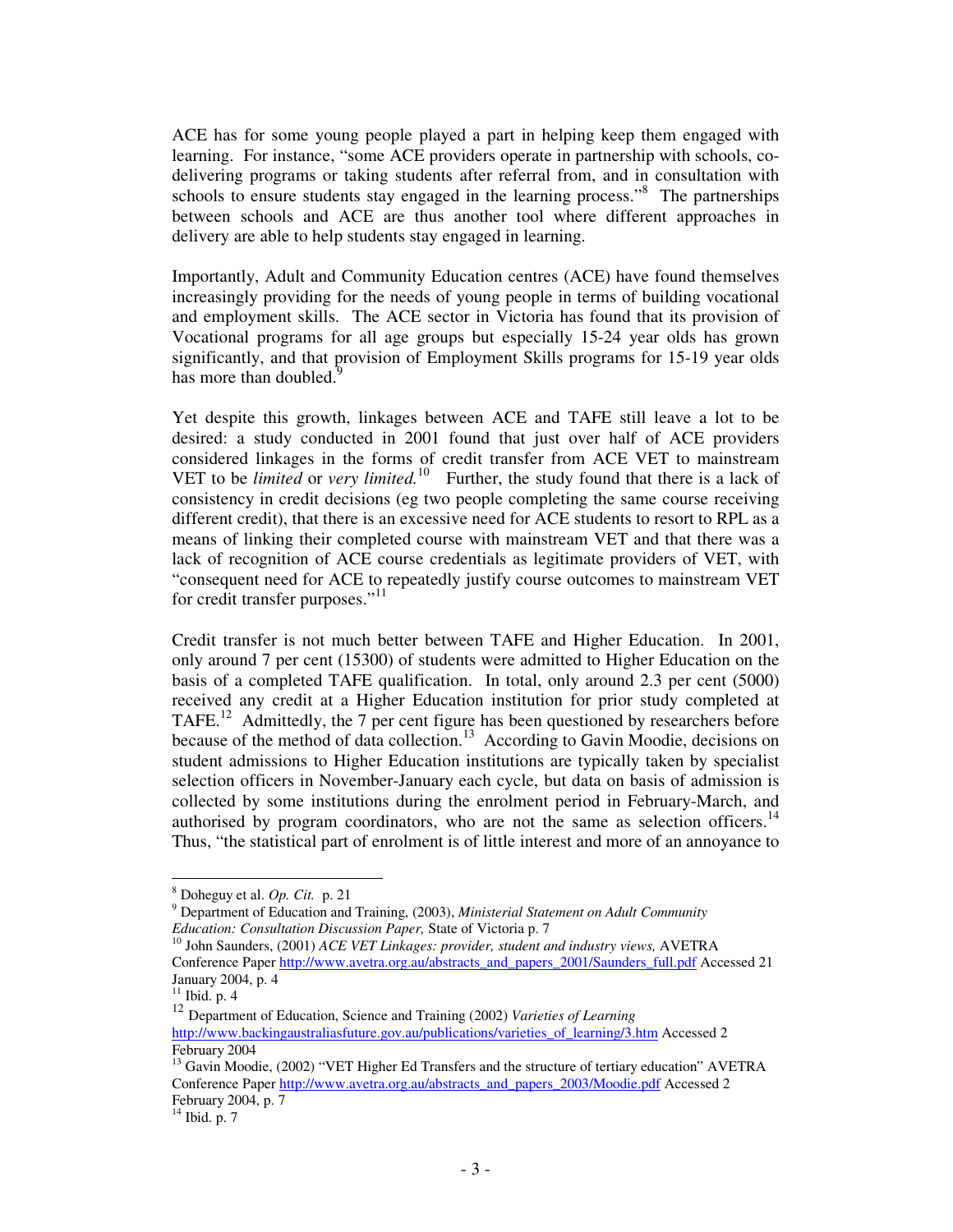ACE has for some young people played a part in helping keep them engaged with learning. For instance, "some ACE providers operate in partnership with schools, co-delivering programs or taking students after referral from, and in consultation with schools to ensure students stay engaged in the learning process."[8] The partnerships between schools and ACE are thus another tool where different approaches in delivery are able to help students stay engaged in learning.

Importantly, Adult and Community Education centres (ACE) have found themselves increasingly providing for the needs of young people in terms of building vocational and employment skills. The ACE sector in Victoria has found that its provision of Vocational programs for all age groups but especially 15-24 year olds has grown significantly, and that provision of Employment Skills programs for 15-19 year olds has more than doubled.[9]

Yet despite this growth, linkages between ACE and TAFE still leave a lot to be desired: a study conducted in 2001 found that just over half of ACE providers considered linkages in the forms of credit transfer from ACE VET to mainstream VET to be *limited* or *very limited.*[10] Further, the study found that there is a lack of consistency in credit decisions (eg two people completing the same course receiving different credit), that there is an excessive need for ACE students to resort to RPL as a means of linking their completed course with mainstream VET and that there was a lack of recognition of ACE course credentials as legitimate providers of VET, with "consequent need for ACE to repeatedly justify course outcomes to mainstream VET for credit transfer purposes."[11]

Credit transfer is not much better between TAFE and Higher Education. In 2001, only around 7 per cent (15300) of students were admitted to Higher Education on the basis of a completed TAFE qualification. In total, only around 2.3 per cent (5000) received any credit at a Higher Education institution for prior study completed at TAFE.[12] Admittedly, the 7 per cent figure has been questioned by researchers before because of the method of data collection.[13] According to Gavin Moodie, decisions on student admissions to Higher Education institutions are typically taken by specialist selection officers in November-January each cycle, but data on basis of admission is collected by some institutions during the enrolment period in February-March, and authorised by program coordinators, who are not the same as selection officers.[14] Thus, "the statistical part of enrolment is of little interest and more of an annoyance to

---

[8] Doheguy et al. *Op. Cit.* p. 21

[9] Department of Education and Training, (2003), *Ministerial Statement on Adult Community Education: Consultation Discussion Paper,* State of Victoria p. 7

[10] John Saunders, (2001) *ACE VET Linkages: provider, student and industry views,* AVETRA Conference Paper http://www.avetra.org.au/abstracts_and_papers_2001/Saunders_full.pdf Accessed 21 January 2004, p. 4

[11] Ibid. p. 4

[12] Department of Education, Science and Training (2002) *Varieties of Learning* http://www.backingaustraliasfuture.gov.au/publications/varieties_of_learning/3.htm Accessed 2 February 2004

[13] Gavin Moodie, (2002) "VET Higher Ed Transfers and the structure of tertiary education" AVETRA Conference Paper http://www.avetra.org.au/abstracts_and_papers_2003/Moodie.pdf Accessed 2 February 2004, p. 7

[14] Ibid. p. 7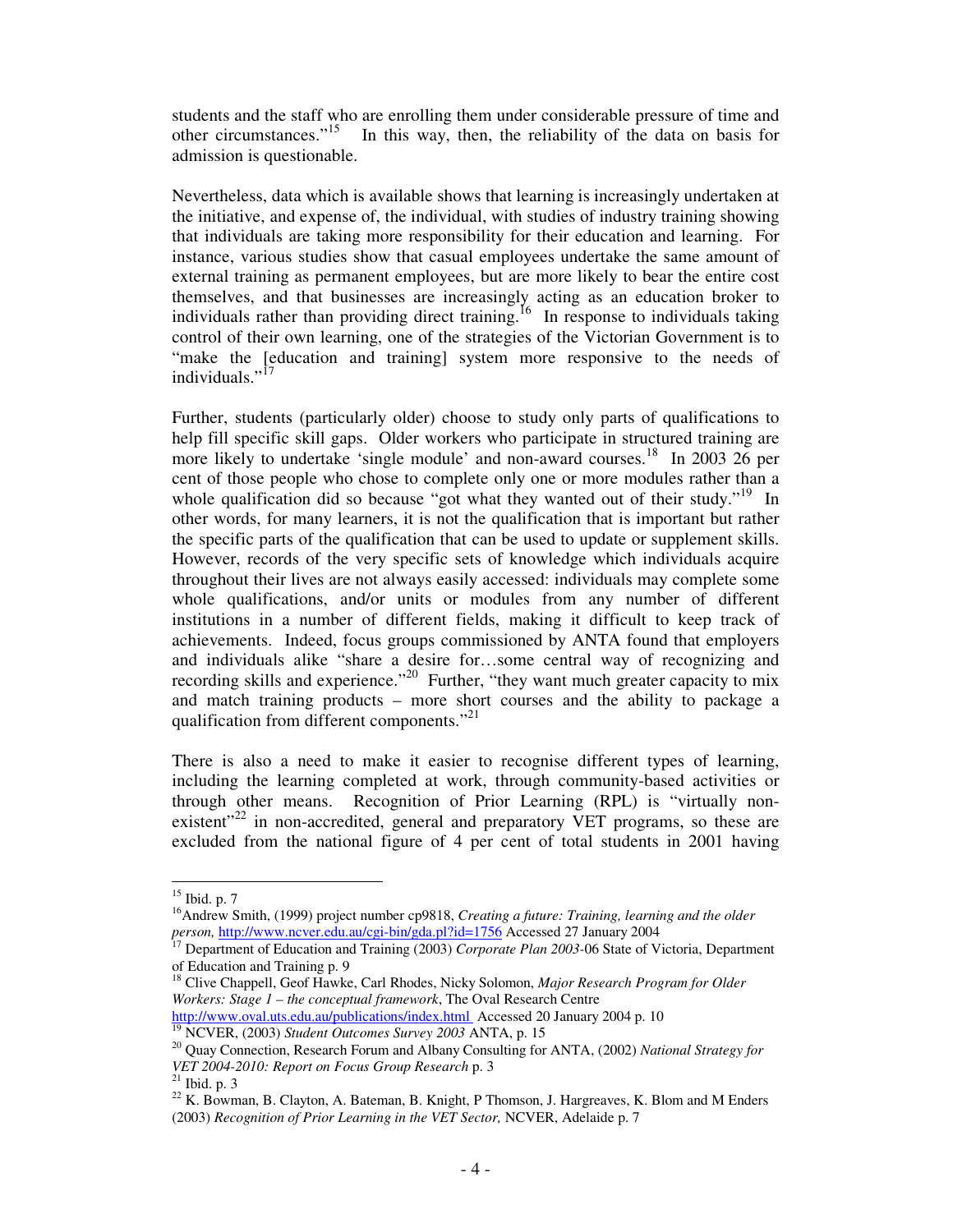students and the staff who are enrolling them under considerable pressure of time and other circumstances."[15] In this way, then, the reliability of the data on basis for admission is questionable.

Nevertheless, data which is available shows that learning is increasingly undertaken at the initiative, and expense of, the individual, with studies of industry training showing that individuals are taking more responsibility for their education and learning. For instance, various studies show that casual employees undertake the same amount of external training as permanent employees, but are more likely to bear the entire cost themselves, and that businesses are increasingly acting as an education broker to individuals rather than providing direct training.[16] In response to individuals taking control of their own learning, one of the strategies of the Victorian Government is to "make the [education and training] system more responsive to the needs of individuals."[17]

Further, students (particularly older) choose to study only parts of qualifications to help fill specific skill gaps. Older workers who participate in structured training are more likely to undertake 'single module' and non-award courses.[18] In 2003 26 per cent of those people who chose to complete only one or more modules rather than a whole qualification did so because "got what they wanted out of their study."[19] In other words, for many learners, it is not the qualification that is important but rather the specific parts of the qualification that can be used to update or supplement skills. However, records of the very specific sets of knowledge which individuals acquire throughout their lives are not always easily accessed: individuals may complete some whole qualifications, and/or units or modules from any number of different institutions in a number of different fields, making it difficult to keep track of achievements. Indeed, focus groups commissioned by ANTA found that employers and individuals alike "share a desire for…some central way of recognizing and recording skills and experience."[20] Further, "they want much greater capacity to mix and match training products – more short courses and the ability to package a qualification from different components."[21]

There is also a need to make it easier to recognise different types of learning, including the learning completed at work, through community-based activities or through other means. Recognition of Prior Learning (RPL) is "virtually non-existent"[22] in non-accredited, general and preparatory VET programs, so these are excluded from the national figure of 4 per cent of total students in 2001 having

---

[15] Ibid. p. 7

[16] Andrew Smith, (1999) project number cp9818, *Creating a future: Training, learning and the older person,* http://www.ncver.edu.au/cgi-bin/gda.pl?id=1756 Accessed 27 January 2004

[17] Department of Education and Training (2003) *Corporate Plan 2003-*06 State of Victoria, Department of Education and Training p. 9

[18] Clive Chappell, Geof Hawke, Carl Rhodes, Nicky Solomon, *Major Research Program for Older Workers: Stage 1 – the conceptual framework*, The Oval Research Centre http://www.oval.uts.edu.au/publications/index.html Accessed 20 January 2004 p. 10

[19] NCVER, (2003) *Student Outcomes Survey 2003* ANTA, p. 15

[20] Quay Connection, Research Forum and Albany Consulting for ANTA, (2002) *National Strategy for VET 2004-2010: Report on Focus Group Research* p. 3

[21] Ibid. p. 3

[22] K. Bowman, B. Clayton, A. Bateman, B. Knight, P Thomson, J. Hargreaves, K. Blom and M Enders (2003) *Recognition of Prior Learning in the VET Sector,* NCVER, Adelaide p. 7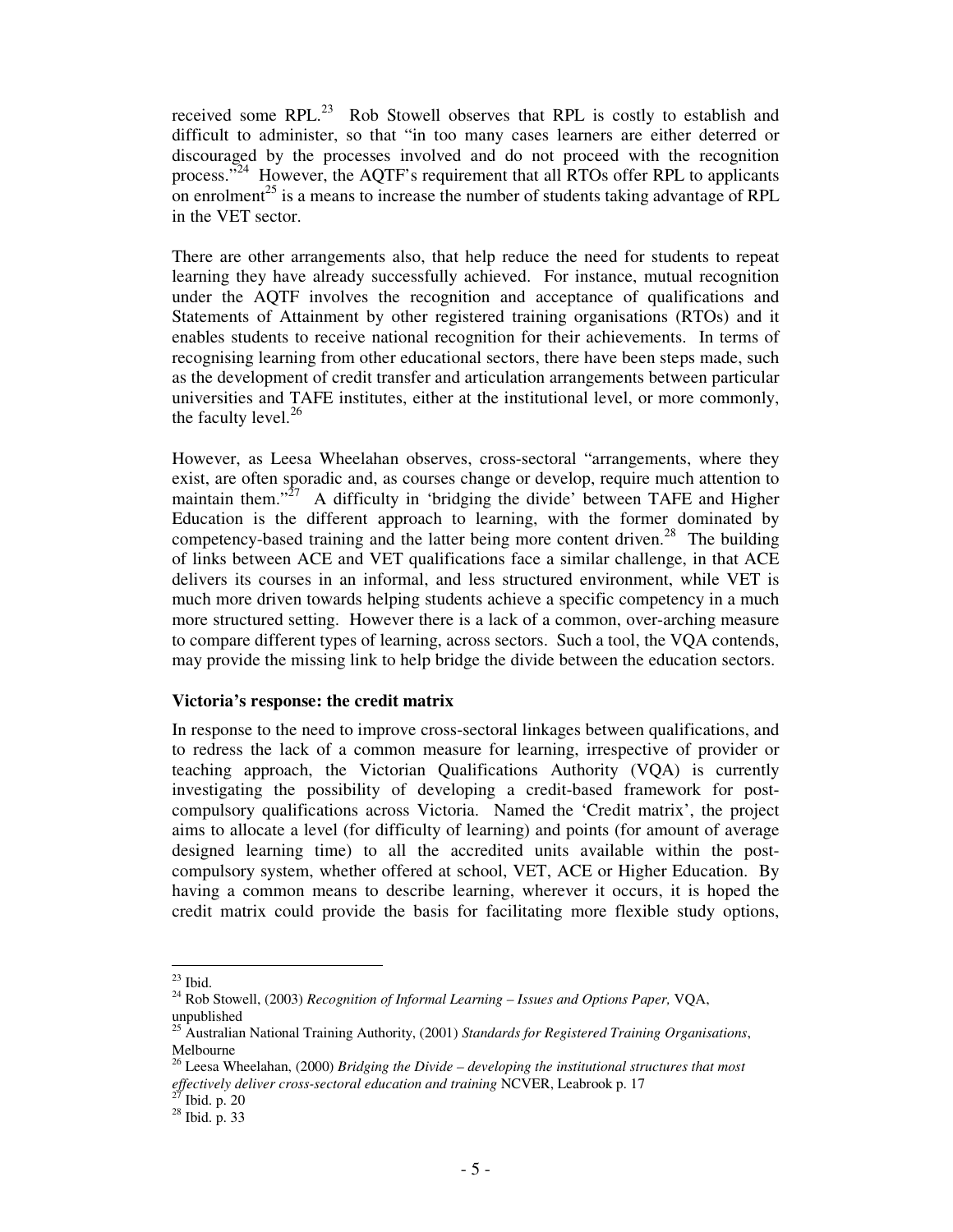received some RPL.[23] Rob Stowell observes that RPL is costly to establish and difficult to administer, so that "in too many cases learners are either deterred or discouraged by the processes involved and do not proceed with the recognition process."[24] However, the AQTF's requirement that all RTOs offer RPL to applicants on enrolment[25] is a means to increase the number of students taking advantage of RPL in the VET sector.

There are other arrangements also, that help reduce the need for students to repeat learning they have already successfully achieved. For instance, mutual recognition under the AQTF involves the recognition and acceptance of qualifications and Statements of Attainment by other registered training organisations (RTOs) and it enables students to receive national recognition for their achievements. In terms of recognising learning from other educational sectors, there have been steps made, such as the development of credit transfer and articulation arrangements between particular universities and TAFE institutes, either at the institutional level, or more commonly, the faculty level.[26]

However, as Leesa Wheelahan observes, cross-sectoral "arrangements, where they exist, are often sporadic and, as courses change or develop, require much attention to maintain them."[27] A difficulty in 'bridging the divide' between TAFE and Higher Education is the different approach to learning, with the former dominated by competency-based training and the latter being more content driven.[28] The building of links between ACE and VET qualifications face a similar challenge, in that ACE delivers its courses in an informal, and less structured environment, while VET is much more driven towards helping students achieve a specific competency in a much more structured setting. However there is a lack of a common, over-arching measure to compare different types of learning, across sectors. Such a tool, the VQA contends, may provide the missing link to help bridge the divide between the education sectors.

**Victoria's response: the credit matrix**

In response to the need to improve cross-sectoral linkages between qualifications, and to redress the lack of a common measure for learning, irrespective of provider or teaching approach, the Victorian Qualifications Authority (VQA) is currently investigating the possibility of developing a credit-based framework for post-compulsory qualifications across Victoria. Named the 'Credit matrix', the project aims to allocate a level (for difficulty of learning) and points (for amount of average designed learning time) to all the accredited units available within the post-compulsory system, whether offered at school, VET, ACE or Higher Education. By having a common means to describe learning, wherever it occurs, it is hoped the credit matrix could provide the basis for facilitating more flexible study options,

---

[23] Ibid.

[24] Rob Stowell, (2003) *Recognition of Informal Learning – Issues and Options Paper,* VQA, unpublished

[25] Australian National Training Authority, (2001) *Standards for Registered Training Organisations*, Melbourne

[26] Leesa Wheelahan, (2000) *Bridging the Divide – developing the institutional structures that most effectively deliver cross-sectoral education and training* NCVER, Leabrook p. 17

[27] Ibid. p. 20

[28] Ibid. p. 33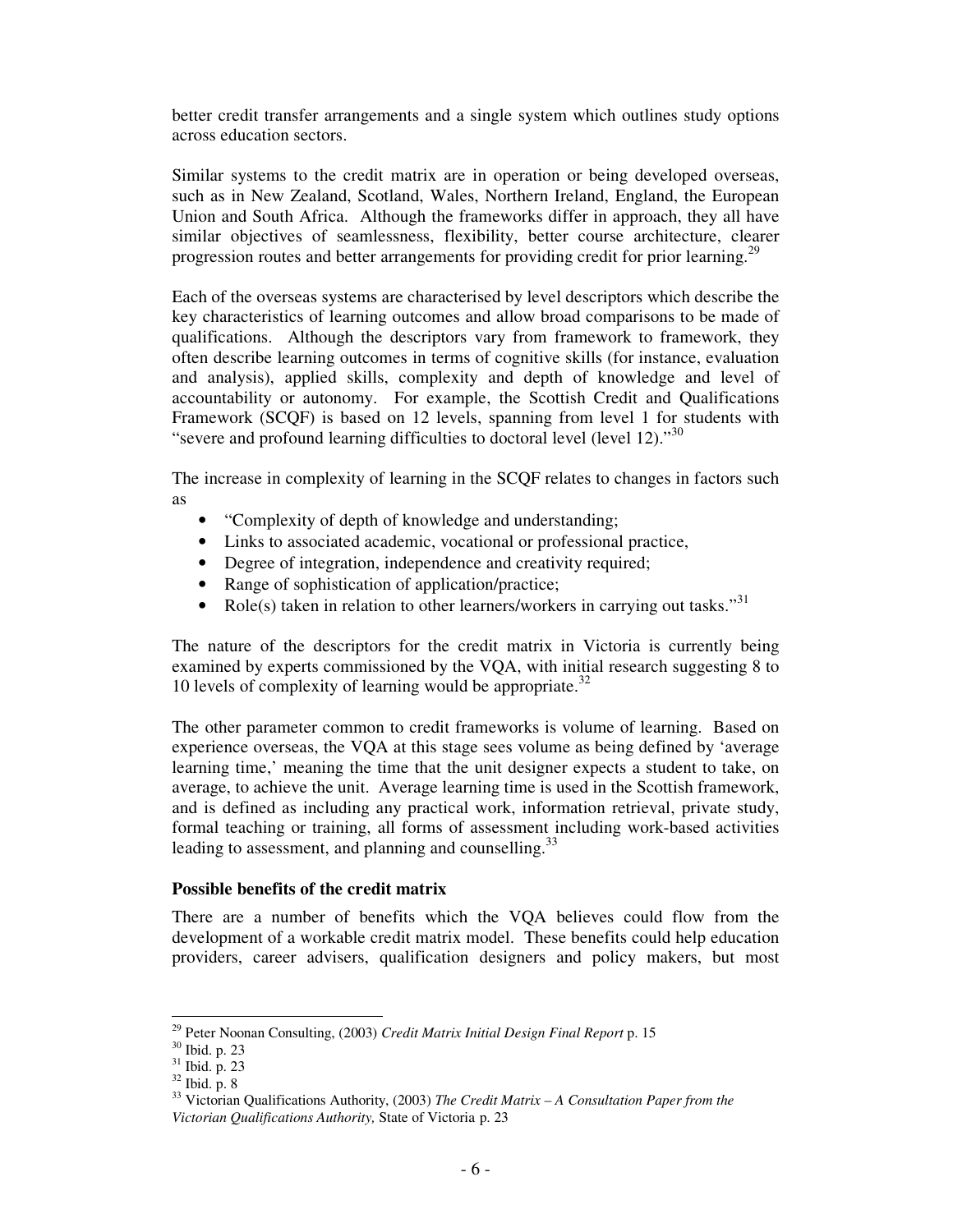better credit transfer arrangements and a single system which outlines study options across education sectors.

Similar systems to the credit matrix are in operation or being developed overseas, such as in New Zealand, Scotland, Wales, Northern Ireland, England, the European Union and South Africa. Although the frameworks differ in approach, they all have similar objectives of seamlessness, flexibility, better course architecture, clearer progression routes and better arrangements for providing credit for prior learning.[29]

Each of the overseas systems are characterised by level descriptors which describe the key characteristics of learning outcomes and allow broad comparisons to be made of qualifications. Although the descriptors vary from framework to framework, they often describe learning outcomes in terms of cognitive skills (for instance, evaluation and analysis), applied skills, complexity and depth of knowledge and level of accountability or autonomy. For example, the Scottish Credit and Qualifications Framework (SCQF) is based on 12 levels, spanning from level 1 for students with "severe and profound learning difficulties to doctoral level (level 12)."[30]

The increase in complexity of learning in the SCQF relates to changes in factors such as

- "Complexity of depth of knowledge and understanding;
- Links to associated academic, vocational or professional practice,
- Degree of integration, independence and creativity required;
- Range of sophistication of application/practice;
- Role(s) taken in relation to other learners/workers in carrying out tasks."[31]

The nature of the descriptors for the credit matrix in Victoria is currently being examined by experts commissioned by the VQA, with initial research suggesting 8 to 10 levels of complexity of learning would be appropriate.[32]

The other parameter common to credit frameworks is volume of learning. Based on experience overseas, the VQA at this stage sees volume as being defined by 'average learning time,' meaning the time that the unit designer expects a student to take, on average, to achieve the unit. Average learning time is used in the Scottish framework, and is defined as including any practical work, information retrieval, private study, formal teaching or training, all forms of assessment including work-based activities leading to assessment, and planning and counselling.[33]

**Possible benefits of the credit matrix**

There are a number of benefits which the VQA believes could flow from the development of a workable credit matrix model. These benefits could help education providers, career advisers, qualification designers and policy makers, but most

---

[29] Peter Noonan Consulting, (2003) *Credit Matrix Initial Design Final Report* p. 15

[30] Ibid. p. 23

[31] Ibid. p. 23

[32] Ibid. p. 8

[33] Victorian Qualifications Authority, (2003) *The Credit Matrix – A Consultation Paper from the Victorian Qualifications Authority,* State of Victoria p. 23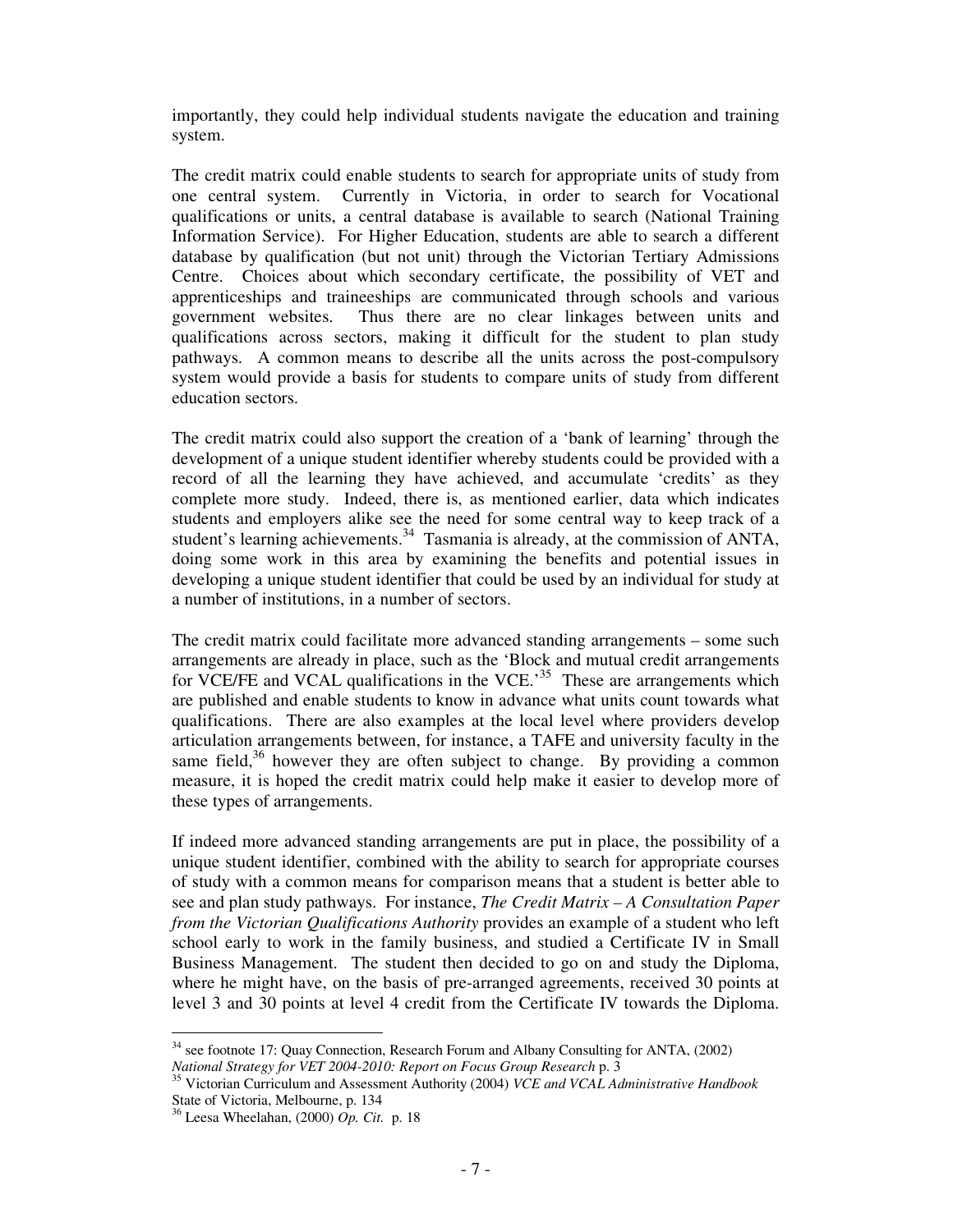importantly, they could help individual students navigate the education and training system.

The credit matrix could enable students to search for appropriate units of study from one central system. Currently in Victoria, in order to search for Vocational qualifications or units, a central database is available to search (National Training Information Service). For Higher Education, students are able to search a different database by qualification (but not unit) through the Victorian Tertiary Admissions Centre. Choices about which secondary certificate, the possibility of VET and apprenticeships and traineeships are communicated through schools and various government websites. Thus there are no clear linkages between units and qualifications across sectors, making it difficult for the student to plan study pathways. A common means to describe all the units across the post-compulsory system would provide a basis for students to compare units of study from different education sectors.

The credit matrix could also support the creation of a 'bank of learning' through the development of a unique student identifier whereby students could be provided with a record of all the learning they have achieved, and accumulate 'credits' as they complete more study. Indeed, there is, as mentioned earlier, data which indicates students and employers alike see the need for some central way to keep track of a student's learning achievements.[34] Tasmania is already, at the commission of ANTA, doing some work in this area by examining the benefits and potential issues in developing a unique student identifier that could be used by an individual for study at a number of institutions, in a number of sectors.

The credit matrix could facilitate more advanced standing arrangements – some such arrangements are already in place, such as the 'Block and mutual credit arrangements for VCE/FE and VCAL qualifications in the VCE.'[35] These are arrangements which are published and enable students to know in advance what units count towards what qualifications. There are also examples at the local level where providers develop articulation arrangements between, for instance, a TAFE and university faculty in the same field,[36] however they are often subject to change. By providing a common measure, it is hoped the credit matrix could help make it easier to develop more of these types of arrangements.

If indeed more advanced standing arrangements are put in place, the possibility of a unique student identifier, combined with the ability to search for appropriate courses of study with a common means for comparison means that a student is better able to see and plan study pathways. For instance, *The Credit Matrix – A Consultation Paper from the Victorian Qualifications Authority* provides an example of a student who left school early to work in the family business, and studied a Certificate IV in Small Business Management. The student then decided to go on and study the Diploma, where he might have, on the basis of pre-arranged agreements, received 30 points at level 3 and 30 points at level 4 credit from the Certificate IV towards the Diploma.

---

[34] see footnote 17: Quay Connection, Research Forum and Albany Consulting for ANTA, (2002) *National Strategy for VET 2004-2010: Report on Focus Group Research* p. 3

[35] Victorian Curriculum and Assessment Authority (2004) *VCE and VCAL Administrative Handbook* State of Victoria, Melbourne, p. 134

[36] Leesa Wheelahan, (2000) *Op. Cit.* p. 18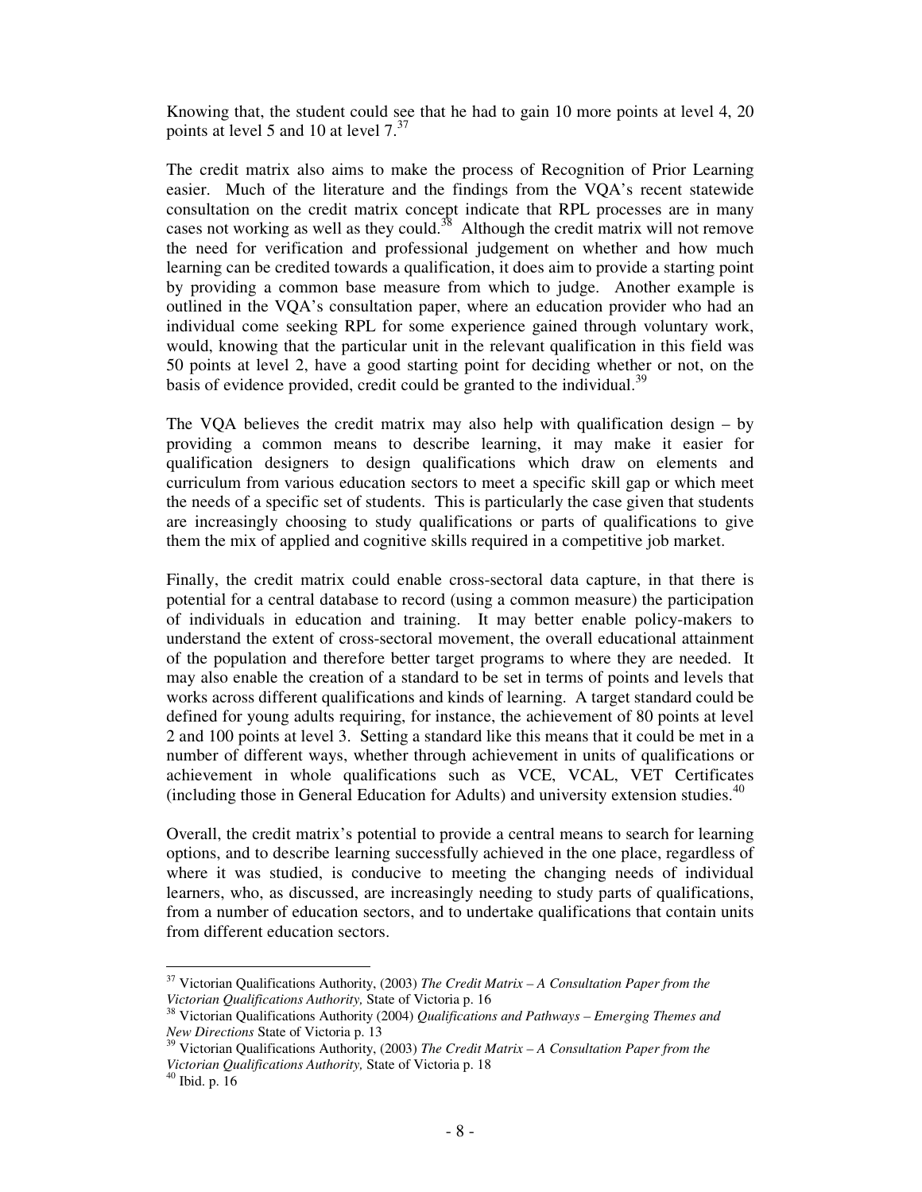Knowing that, the student could see that he had to gain 10 more points at level 4, 20 points at level 5 and 10 at level 7.[37]

The credit matrix also aims to make the process of Recognition of Prior Learning easier. Much of the literature and the findings from the VQA's recent statewide consultation on the credit matrix concept indicate that RPL processes are in many cases not working as well as they could.[38] Although the credit matrix will not remove the need for verification and professional judgement on whether and how much learning can be credited towards a qualification, it does aim to provide a starting point by providing a common base measure from which to judge. Another example is outlined in the VQA's consultation paper, where an education provider who had an individual come seeking RPL for some experience gained through voluntary work, would, knowing that the particular unit in the relevant qualification in this field was 50 points at level 2, have a good starting point for deciding whether or not, on the basis of evidence provided, credit could be granted to the individual.[39]

The VQA believes the credit matrix may also help with qualification design – by providing a common means to describe learning, it may make it easier for qualification designers to design qualifications which draw on elements and curriculum from various education sectors to meet a specific skill gap or which meet the needs of a specific set of students. This is particularly the case given that students are increasingly choosing to study qualifications or parts of qualifications to give them the mix of applied and cognitive skills required in a competitive job market.

Finally, the credit matrix could enable cross-sectoral data capture, in that there is potential for a central database to record (using a common measure) the participation of individuals in education and training. It may better enable policy-makers to understand the extent of cross-sectoral movement, the overall educational attainment of the population and therefore better target programs to where they are needed. It may also enable the creation of a standard to be set in terms of points and levels that works across different qualifications and kinds of learning. A target standard could be defined for young adults requiring, for instance, the achievement of 80 points at level 2 and 100 points at level 3. Setting a standard like this means that it could be met in a number of different ways, whether through achievement in units of qualifications or achievement in whole qualifications such as VCE, VCAL, VET Certificates (including those in General Education for Adults) and university extension studies.[40]

Overall, the credit matrix's potential to provide a central means to search for learning options, and to describe learning successfully achieved in the one place, regardless of where it was studied, is conducive to meeting the changing needs of individual learners, who, as discussed, are increasingly needing to study parts of qualifications, from a number of education sectors, and to undertake qualifications that contain units from different education sectors.

---

[37] Victorian Qualifications Authority, (2003) *The Credit Matrix – A Consultation Paper from the Victorian Qualifications Authority,* State of Victoria p. 16

[38] Victorian Qualifications Authority (2004) *Qualifications and Pathways – Emerging Themes and New Directions* State of Victoria p. 13

[39] Victorian Qualifications Authority, (2003) *The Credit Matrix – A Consultation Paper from the Victorian Qualifications Authority,* State of Victoria p. 18

[40] Ibid. p. 16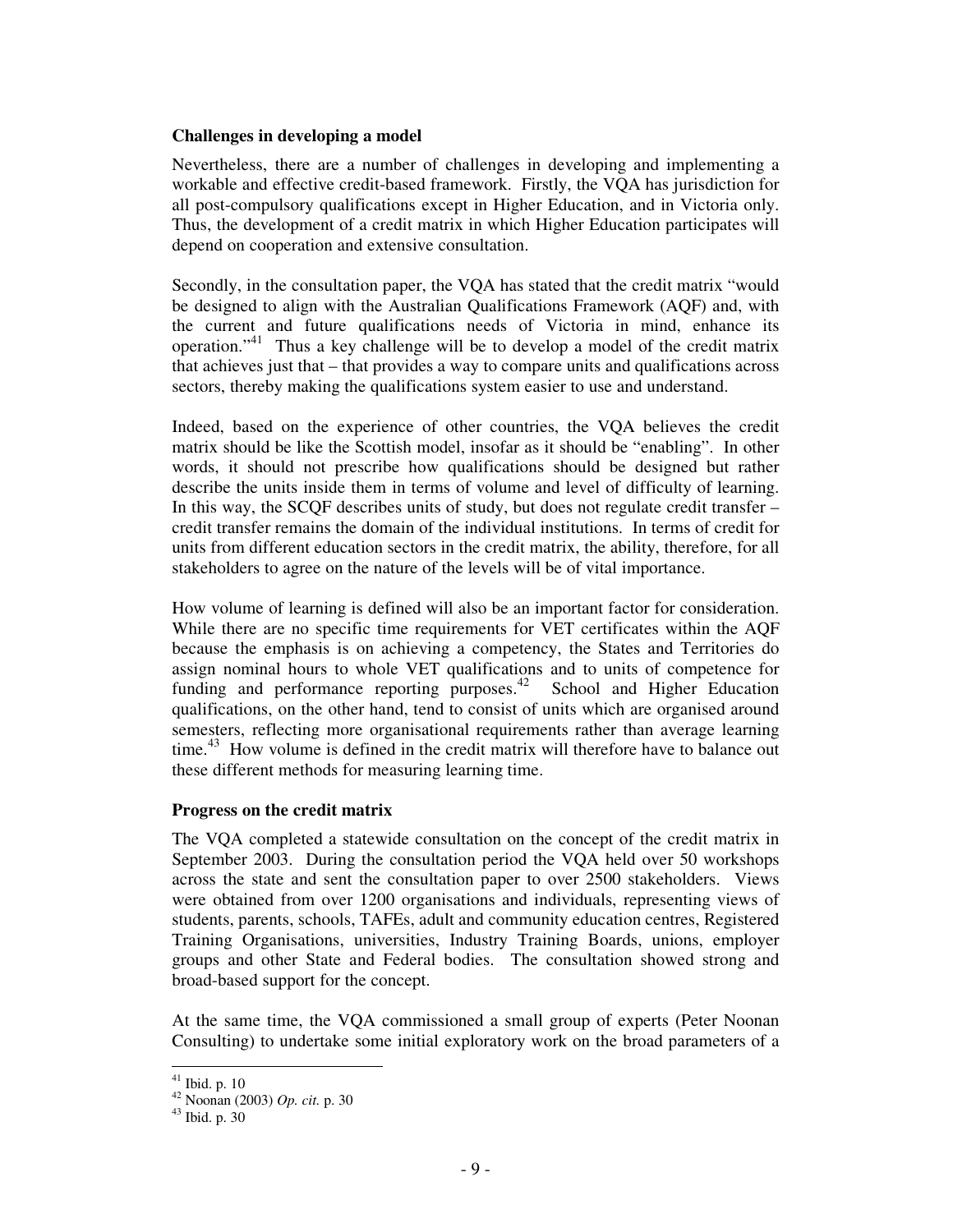**Challenges in developing a model**

Nevertheless, there are a number of challenges in developing and implementing a workable and effective credit-based framework. Firstly, the VQA has jurisdiction for all post-compulsory qualifications except in Higher Education, and in Victoria only. Thus, the development of a credit matrix in which Higher Education participates will depend on cooperation and extensive consultation.

Secondly, in the consultation paper, the VQA has stated that the credit matrix "would be designed to align with the Australian Qualifications Framework (AQF) and, with the current and future qualifications needs of Victoria in mind, enhance its operation."[41] Thus a key challenge will be to develop a model of the credit matrix that achieves just that – that provides a way to compare units and qualifications across sectors, thereby making the qualifications system easier to use and understand.

Indeed, based on the experience of other countries, the VQA believes the credit matrix should be like the Scottish model, insofar as it should be "enabling". In other words, it should not prescribe how qualifications should be designed but rather describe the units inside them in terms of volume and level of difficulty of learning. In this way, the SCQF describes units of study, but does not regulate credit transfer – credit transfer remains the domain of the individual institutions. In terms of credit for units from different education sectors in the credit matrix, the ability, therefore, for all stakeholders to agree on the nature of the levels will be of vital importance.

How volume of learning is defined will also be an important factor for consideration. While there are no specific time requirements for VET certificates within the AQF because the emphasis is on achieving a competency, the States and Territories do assign nominal hours to whole VET qualifications and to units of competence for funding and performance reporting purposes.[42] School and Higher Education qualifications, on the other hand, tend to consist of units which are organised around semesters, reflecting more organisational requirements rather than average learning time.[43] How volume is defined in the credit matrix will therefore have to balance out these different methods for measuring learning time.

**Progress on the credit matrix**

The VQA completed a statewide consultation on the concept of the credit matrix in September 2003. During the consultation period the VQA held over 50 workshops across the state and sent the consultation paper to over 2500 stakeholders. Views were obtained from over 1200 organisations and individuals, representing views of students, parents, schools, TAFEs, adult and community education centres, Registered Training Organisations, universities, Industry Training Boards, unions, employer groups and other State and Federal bodies. The consultation showed strong and broad-based support for the concept.

At the same time, the VQA commissioned a small group of experts (Peter Noonan Consulting) to undertake some initial exploratory work on the broad parameters of a

---

[41] Ibid. p. 10

[42] Noonan (2003) *Op. cit.* p. 30

[43] Ibid. p. 30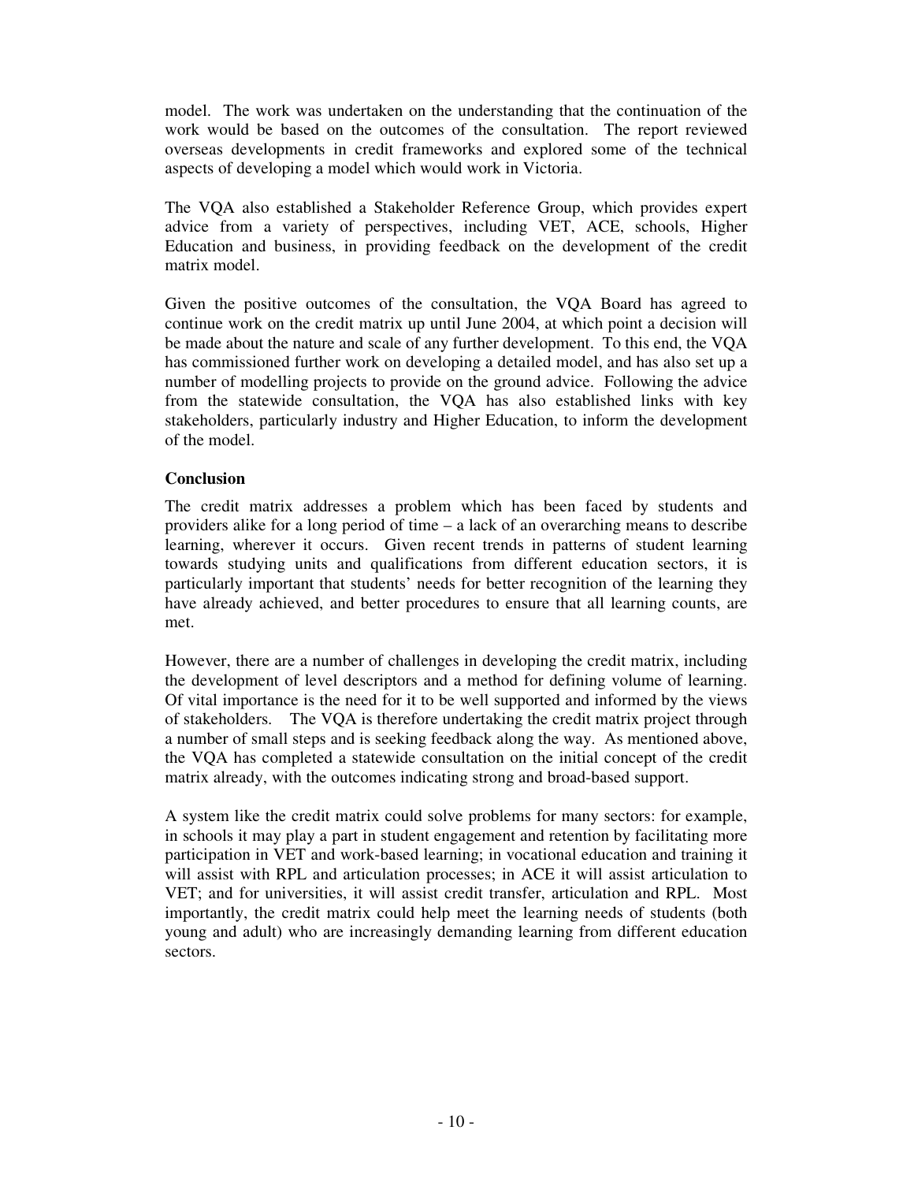model. The work was undertaken on the understanding that the continuation of the work would be based on the outcomes of the consultation. The report reviewed overseas developments in credit frameworks and explored some of the technical aspects of developing a model which would work in Victoria.

The VQA also established a Stakeholder Reference Group, which provides expert advice from a variety of perspectives, including VET, ACE, schools, Higher Education and business, in providing feedback on the development of the credit matrix model.

Given the positive outcomes of the consultation, the VQA Board has agreed to continue work on the credit matrix up until June 2004, at which point a decision will be made about the nature and scale of any further development. To this end, the VQA has commissioned further work on developing a detailed model, and has also set up a number of modelling projects to provide on the ground advice. Following the advice from the statewide consultation, the VQA has also established links with key stakeholders, particularly industry and Higher Education, to inform the development of the model.

**Conclusion**

The credit matrix addresses a problem which has been faced by students and providers alike for a long period of time – a lack of an overarching means to describe learning, wherever it occurs. Given recent trends in patterns of student learning towards studying units and qualifications from different education sectors, it is particularly important that students' needs for better recognition of the learning they have already achieved, and better procedures to ensure that all learning counts, are met.

However, there are a number of challenges in developing the credit matrix, including the development of level descriptors and a method for defining volume of learning. Of vital importance is the need for it to be well supported and informed by the views of stakeholders. The VQA is therefore undertaking the credit matrix project through a number of small steps and is seeking feedback along the way. As mentioned above, the VQA has completed a statewide consultation on the initial concept of the credit matrix already, with the outcomes indicating strong and broad-based support.

A system like the credit matrix could solve problems for many sectors: for example, in schools it may play a part in student engagement and retention by facilitating more participation in VET and work-based learning; in vocational education and training it will assist with RPL and articulation processes; in ACE it will assist articulation to VET; and for universities, it will assist credit transfer, articulation and RPL. Most importantly, the credit matrix could help meet the learning needs of students (both young and adult) who are increasingly demanding learning from different education sectors.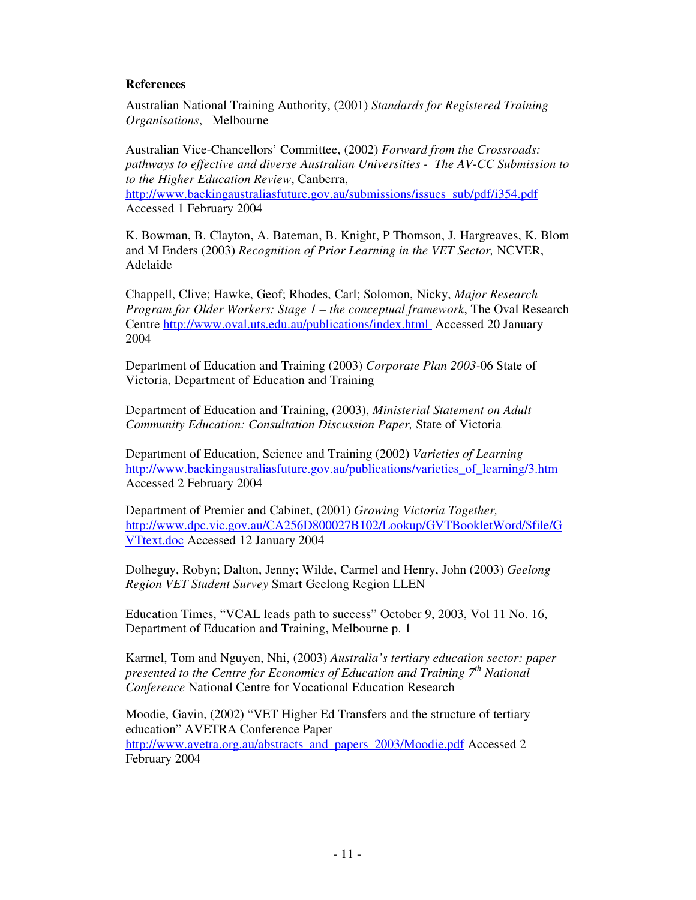**References**

Australian National Training Authority, (2001) *Standards for Registered Training Organisations*, Melbourne

Australian Vice-Chancellors' Committee, (2002) *Forward from the Crossroads: pathways to effective and diverse Australian Universities - The AV-CC Submission to to the Higher Education Review*, Canberra, http://www.backingaustraliasfuture.gov.au/submissions/issues_sub/pdf/i354.pdf Accessed 1 February 2004

K. Bowman, B. Clayton, A. Bateman, B. Knight, P Thomson, J. Hargreaves, K. Blom and M Enders (2003) *Recognition of Prior Learning in the VET Sector,* NCVER, Adelaide

Chappell, Clive; Hawke, Geof; Rhodes, Carl; Solomon, Nicky, *Major Research Program for Older Workers: Stage 1 – the conceptual framework*, The Oval Research Centre http://www.oval.uts.edu.au/publications/index.html Accessed 20 January 2004

Department of Education and Training (2003) *Corporate Plan 2003*-06 State of Victoria, Department of Education and Training

Department of Education and Training, (2003), *Ministerial Statement on Adult Community Education: Consultation Discussion Paper,* State of Victoria

Department of Education, Science and Training (2002) *Varieties of Learning* http://www.backingaustraliasfuture.gov.au/publications/varieties_of_learning/3.htm Accessed 2 February 2004

Department of Premier and Cabinet, (2001) *Growing Victoria Together,* http://www.dpc.vic.gov.au/CA256D800027B102/Lookup/GVTBookletWord/$file/GVTtext.doc Accessed 12 January 2004

Dolheguy, Robyn; Dalton, Jenny; Wilde, Carmel and Henry, John (2003) *Geelong Region VET Student Survey* Smart Geelong Region LLEN

Education Times, "VCAL leads path to success" October 9, 2003, Vol 11 No. 16, Department of Education and Training, Melbourne p. 1

Karmel, Tom and Nguyen, Nhi, (2003) *Australia's tertiary education sector: paper presented to the Centre for Economics of Education and Training 7th National Conference* National Centre for Vocational Education Research

Moodie, Gavin, (2002) "VET Higher Ed Transfers and the structure of tertiary education" AVETRA Conference Paper http://www.avetra.org.au/abstracts_and_papers_2003/Moodie.pdf Accessed 2 February 2004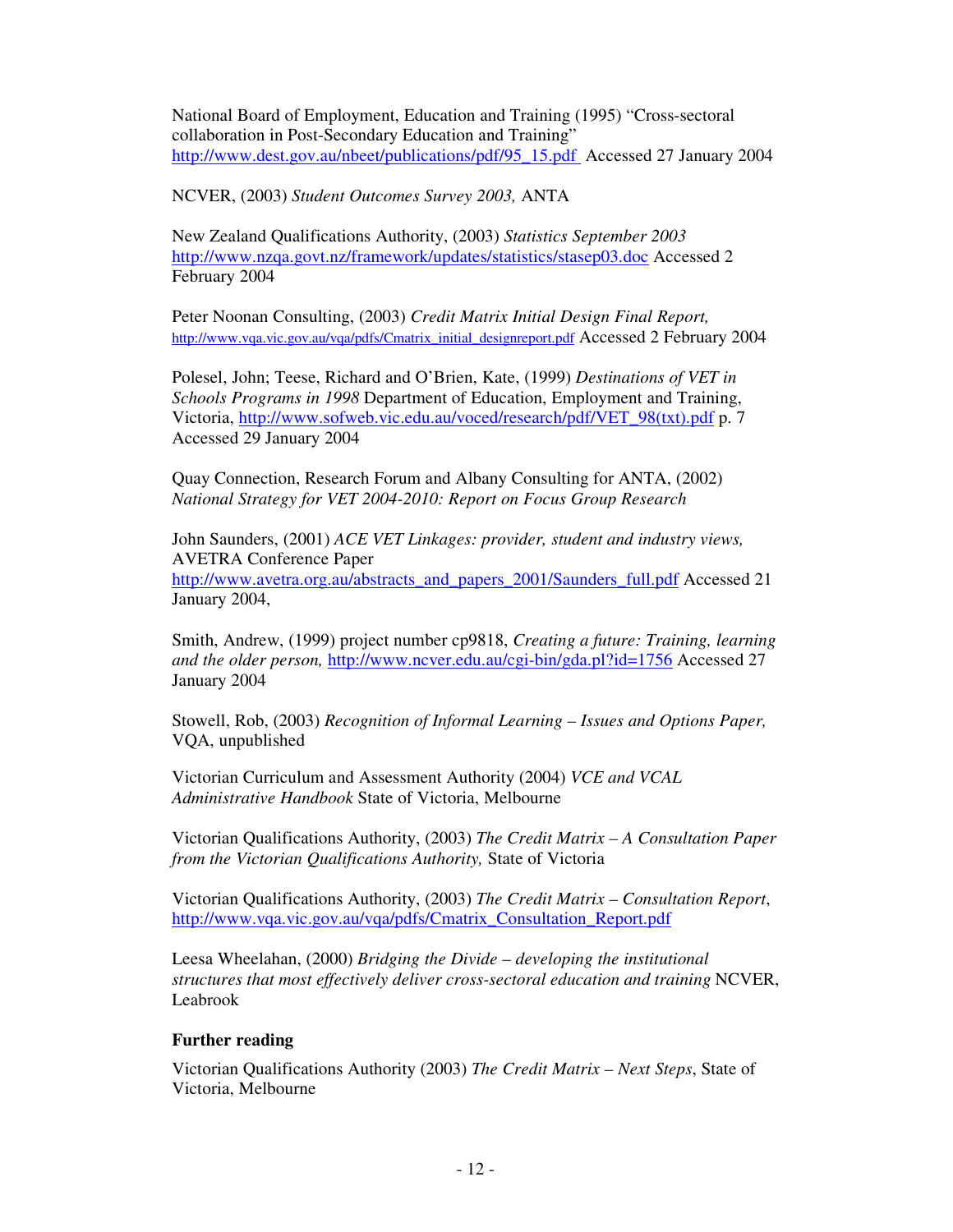National Board of Employment, Education and Training (1995) "Cross-sectoral collaboration in Post-Secondary Education and Training" http://www.dest.gov.au/nbeet/publications/pdf/95_15.pdf Accessed 27 January 2004

NCVER, (2003) *Student Outcomes Survey 2003,* ANTA

New Zealand Qualifications Authority, (2003) *Statistics September 2003* http://www.nzqa.govt.nz/framework/updates/statistics/stasep03.doc Accessed 2 February 2004

Peter Noonan Consulting, (2003) *Credit Matrix Initial Design Final Report,* http://www.vqa.vic.gov.au/vqa/pdfs/Cmatrix_initial_designreport.pdf Accessed 2 February 2004

Polesel, John; Teese, Richard and O'Brien, Kate, (1999) *Destinations of VET in Schools Programs in 1998* Department of Education, Employment and Training, Victoria, http://www.sofweb.vic.edu.au/voced/research/pdf/VET_98(txt).pdf p. 7 Accessed 29 January 2004

Quay Connection, Research Forum and Albany Consulting for ANTA, (2002) *National Strategy for VET 2004-2010: Report on Focus Group Research*

John Saunders, (2001) *ACE VET Linkages: provider, student and industry views,* AVETRA Conference Paper http://www.avetra.org.au/abstracts_and_papers_2001/Saunders_full.pdf Accessed 21 January 2004,

Smith, Andrew, (1999) project number cp9818, *Creating a future: Training, learning and the older person,* http://www.ncver.edu.au/cgi-bin/gda.pl?id=1756 Accessed 27 January 2004

Stowell, Rob, (2003) *Recognition of Informal Learning – Issues and Options Paper,* VQA, unpublished

Victorian Curriculum and Assessment Authority (2004) *VCE and VCAL Administrative Handbook* State of Victoria, Melbourne

Victorian Qualifications Authority, (2003) *The Credit Matrix – A Consultation Paper from the Victorian Qualifications Authority,* State of Victoria

Victorian Qualifications Authority, (2003) *The Credit Matrix – Consultation Report*, http://www.vqa.vic.gov.au/vqa/pdfs/Cmatrix_Consultation_Report.pdf

Leesa Wheelahan, (2000) *Bridging the Divide – developing the institutional structures that most effectively deliver cross-sectoral education and training* NCVER, Leabrook

**Further reading**

Victorian Qualifications Authority (2003) *The Credit Matrix – Next Steps*, State of Victoria, Melbourne